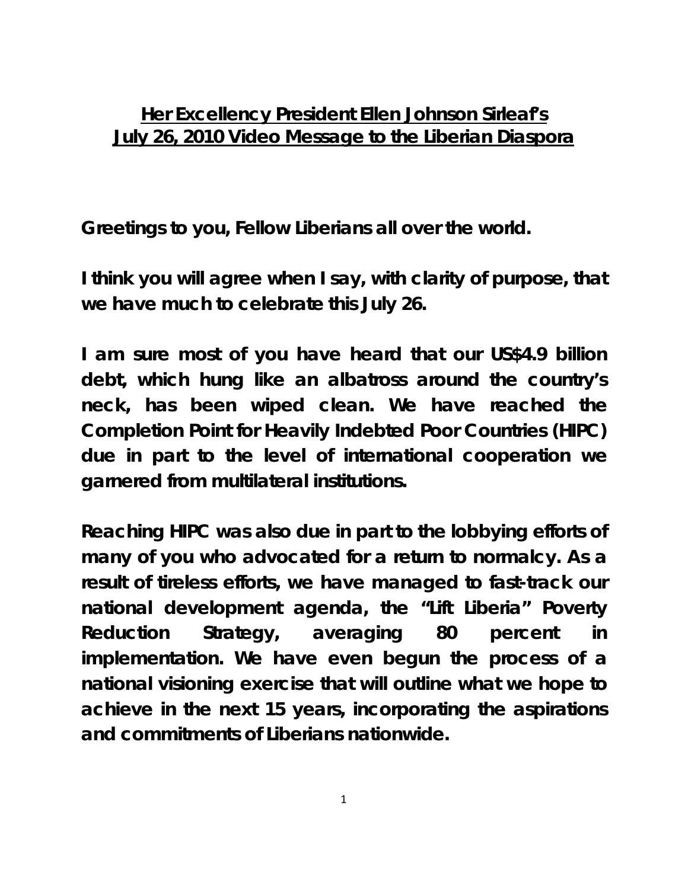# Her Excellency President Ellen Johnson Sirleaf's July 26, 2010 Video Message to the Liberian Diaspora

**Greetings to you, Fellow Liberians all over the world.**

**I think you will agree when I say, with clarity of purpose, that we have much to celebrate this July 26.**

**I am sure most of you have heard that our US$4.9 billion debt, which hung like an albatross around the country's neck, has been wiped clean. We have reached the Completion Point for Heavily Indebted Poor Countries (HIPC) due in part to the level of international cooperation we garnered from multilateral institutions.**

**Reaching HIPC was also due in part to the lobbying efforts of many of you who advocated for a return to normalcy. As a result of tireless efforts, we have managed to fast-track our national development agenda, the "Lift Liberia" Poverty Reduction Strategy, averaging 80 percent in implementation. We have even begun the process of a national visioning exercise that will outline what we hope to achieve in the next 15 years, incorporating the aspirations and commitments of Liberians nationwide.**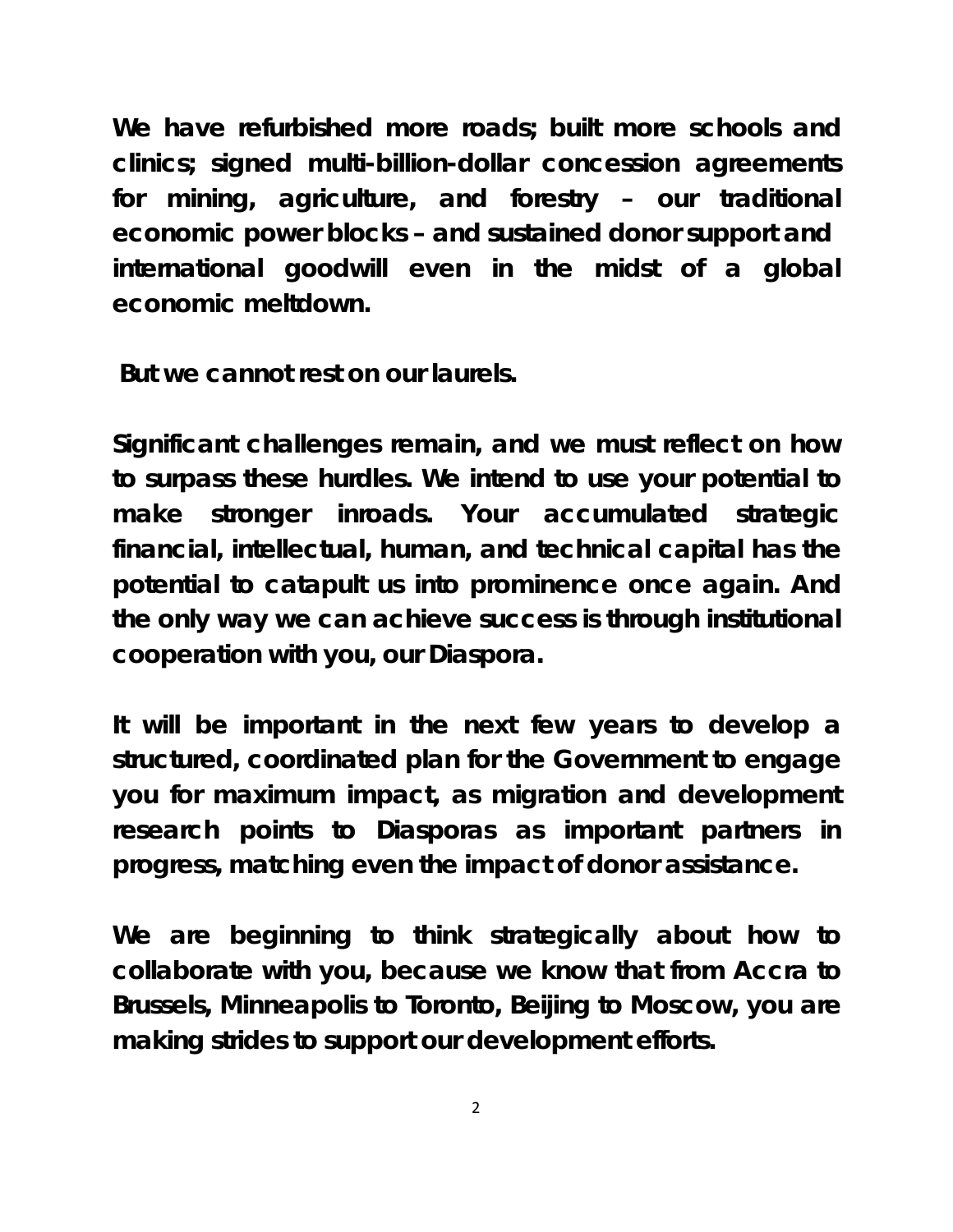**We have refurbished more roads; built more schools and clinics; signed multi-billion-dollar concession agreements for mining, agriculture, and forestry – our traditional economic power blocks – and sustained donor support and international goodwill even in the midst of a global economic meltdown.**

**But we cannot rest on our laurels.**

**Significant challenges remain, and we must reflect on how to surpass these hurdles. We intend to use your potential to make stronger inroads. Your accumulated strategic financial, intellectual, human, and technical capital has the potential to catapult us into prominence once again. And the only way we can achieve success is through institutional cooperation with you, our Diaspora.**

**It will be important in the next few years to develop a structured, coordinated plan for the Government to engage you for maximum impact, as migration and development research points to Diasporas as important partners in progress, matching even the impact of donor assistance.**

**We are beginning to think strategically about how to collaborate with you, because we know that from Accra to Brussels, Minneapolis to Toronto, Beijing to Moscow, you are making strides to support our development efforts.**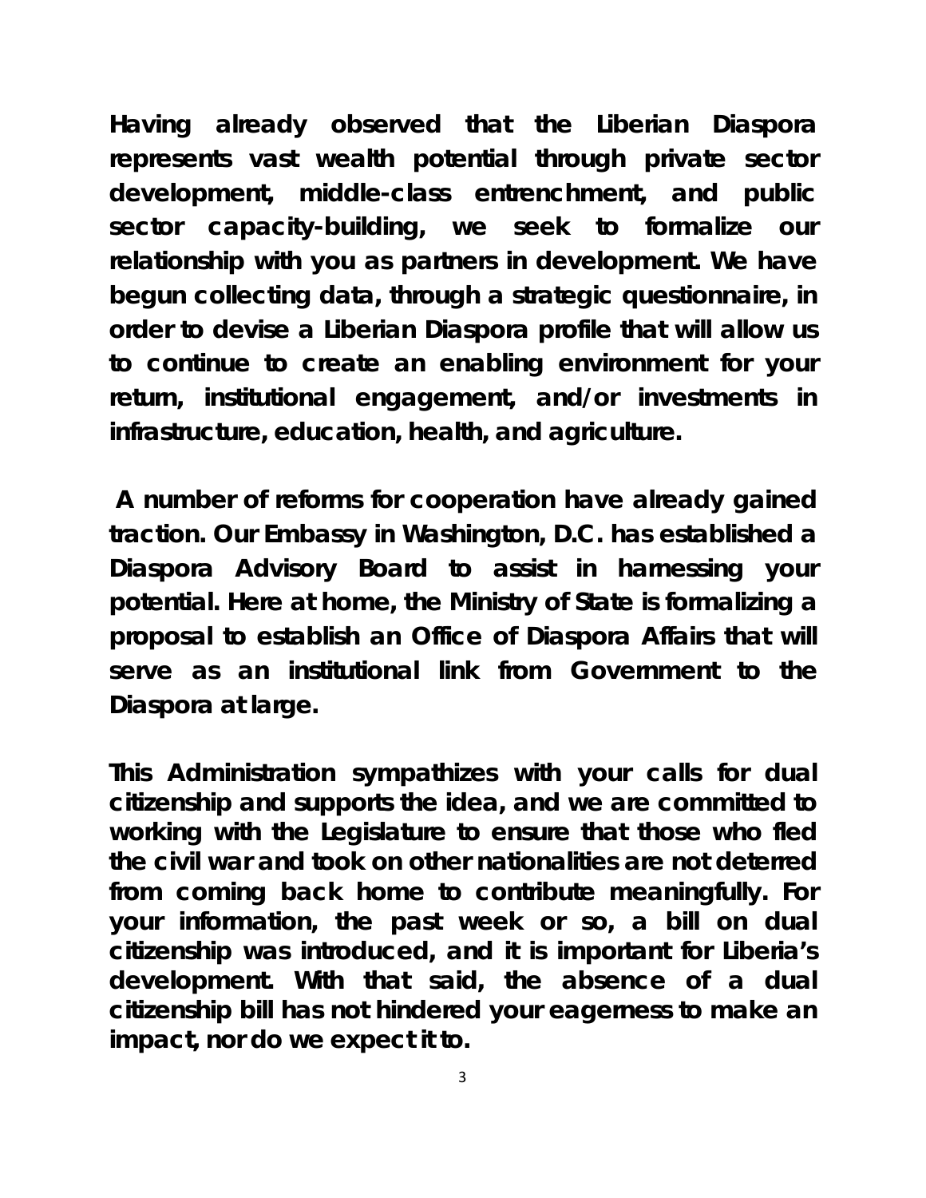**Having already observed that the Liberian Diaspora represents vast wealth potential through private sector development, middle-class entrenchment, and public sector capacity-building, we seek to formalize our relationship with you as partners in development. We have begun collecting data, through a strategic questionnaire, in order to devise a Liberian Diaspora profile that will allow us to continue to create an enabling environment for your return, institutional engagement, and/or investments in infrastructure, education, health, and agriculture.**

**A number of reforms for cooperation have already gained traction. Our Embassy in Washington, D.C. has established a Diaspora Advisory Board to assist in harnessing your potential. Here at home, the Ministry of State is formalizing a proposal to establish an Office of Diaspora Affairs that will serve as an institutional link from Government to the Diaspora at large.**

**This Administration sympathizes with your calls for dual citizenship and supports the idea, and we are committed to working with the Legislature to ensure that those who fled the civil war and took on other nationalities are not deterred from coming back home to contribute meaningfully. For your information, the past week or so, a bill on dual citizenship was introduced, and it is important for Liberia's development. With that said, the absence of a dual citizenship bill has not hindered your eagerness to make an impact, nor do we expect it to.**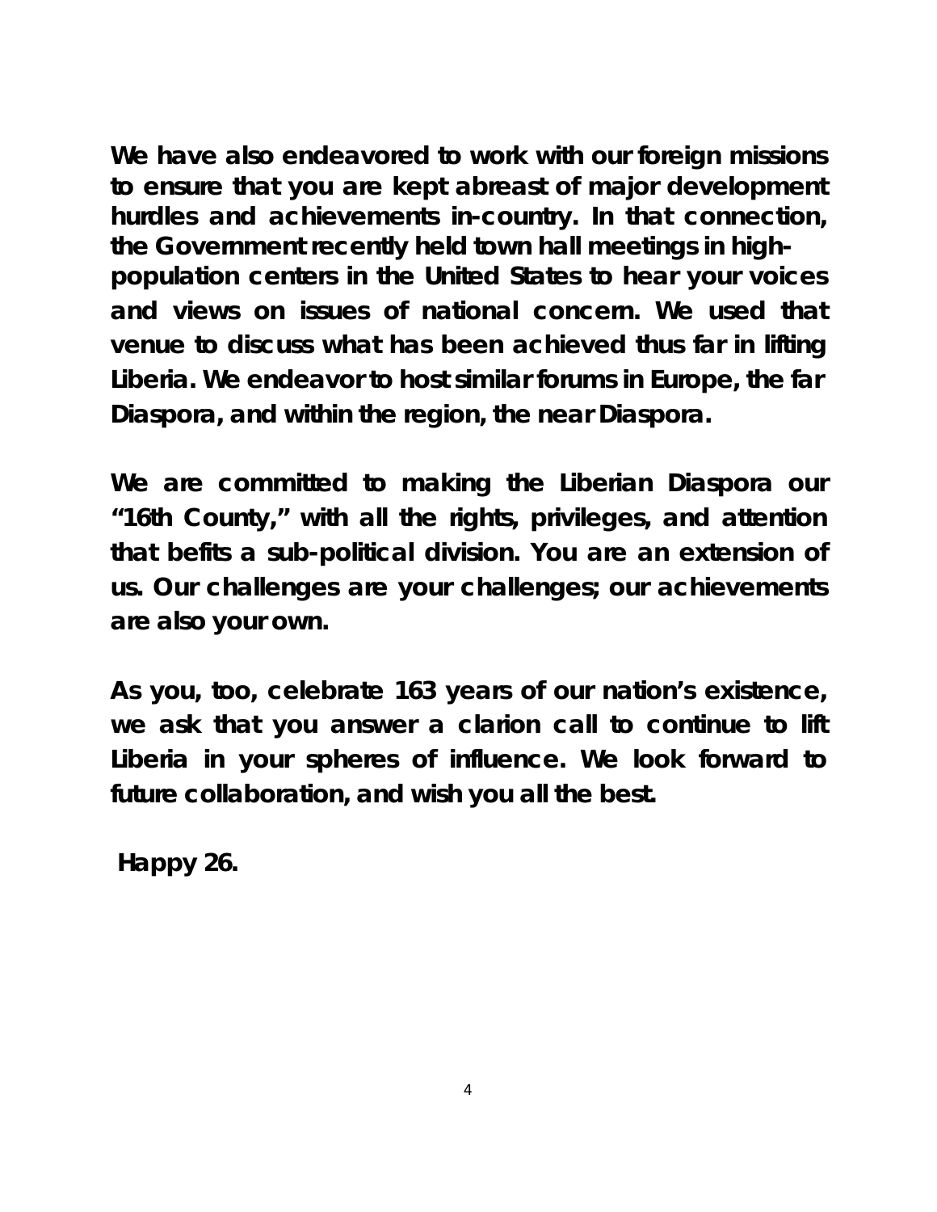**We have also endeavored to work with our foreign missions to ensure that you are kept abreast of major development hurdles and achievements in-country. In that connection, the Government recently held town hall meetings in high-population centers in the United States to hear your voices and views on issues of national concern. We used that venue to discuss what has been achieved thus far in lifting Liberia. We endeavor to host similar forums in Europe, the far Diaspora, and within the region, the near Diaspora.**

**We are committed to making the Liberian Diaspora our "16th County," with all the rights, privileges, and attention that befits a sub-political division. You are an extension of us. Our challenges are your challenges; our achievements are also your own.**

**As you, too, celebrate 163 years of our nation's existence, we ask that you answer a clarion call to continue to lift Liberia in your spheres of influence. We look forward to future collaboration, and wish you all the best.**

**Happy 26.**